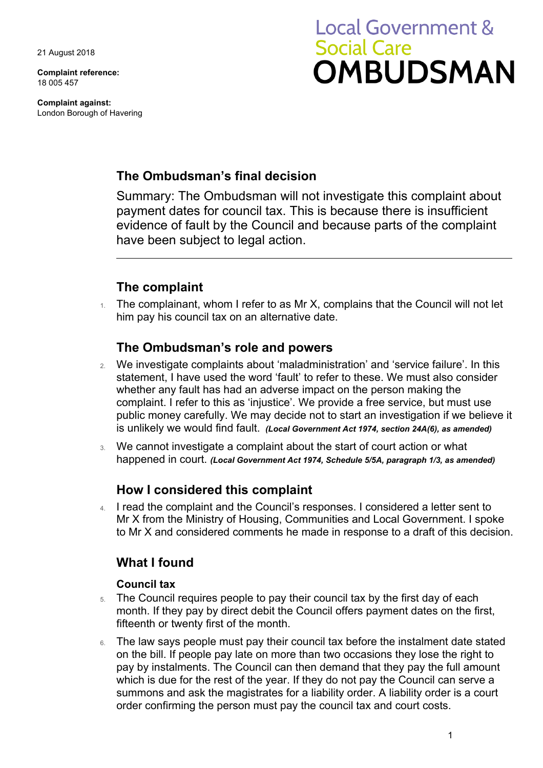21 August 2018

**Complaint reference:**
18 005 457

**Complaint against:**
London Borough of Havering

Local Government & Social Care
**OMBUDSMAN**

## The Ombudsman's final decision

Summary: The Ombudsman will not investigate this complaint about payment dates for council tax. This is because there is insufficient evidence of fault by the Council and because parts of the complaint have been subject to legal action.

---

## The complaint

1. The complainant, whom I refer to as Mr X, complains that the Council will not let him pay his council tax on an alternative date.

## The Ombudsman's role and powers

2. We investigate complaints about 'maladministration' and 'service failure'. In this statement, I have used the word 'fault' to refer to these. We must also consider whether any fault has had an adverse impact on the person making the complaint. I refer to this as 'injustice'. We provide a free service, but must use public money carefully. We may decide not to start an investigation if we believe it is unlikely we would find fault. ***(Local Government Act 1974, section 24A(6), as amended)***

3. We cannot investigate a complaint about the start of court action or what happened in court. ***(Local Government Act 1974, Schedule 5/5A, paragraph 1/3, as amended)***

## How I considered this complaint

4. I read the complaint and the Council's responses. I considered a letter sent to Mr X from the Ministry of Housing, Communities and Local Government. I spoke to Mr X and considered comments he made in response to a draft of this decision.

## What I found

### Council tax

5. The Council requires people to pay their council tax by the first day of each month. If they pay by direct debit the Council offers payment dates on the first, fifteenth or twenty first of the month.

6. The law says people must pay their council tax before the instalment date stated on the bill. If people pay late on more than two occasions they lose the right to pay by instalments. The Council can then demand that they pay the full amount which is due for the rest of the year. If they do not pay the Council can serve a summons and ask the magistrates for a liability order. A liability order is a court order confirming the person must pay the council tax and court costs.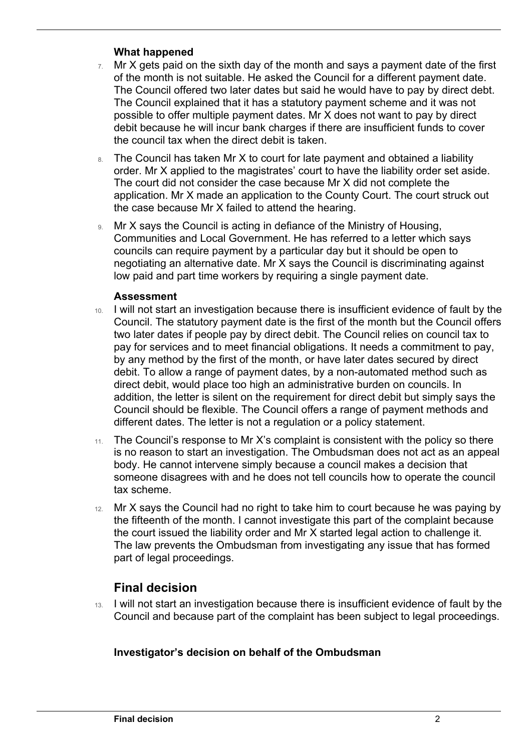### What happened

7. Mr X gets paid on the sixth day of the month and says a payment date of the first of the month is not suitable. He asked the Council for a different payment date. The Council offered two later dates but said he would have to pay by direct debt. The Council explained that it has a statutory payment scheme and it was not possible to offer multiple payment dates. Mr X does not want to pay by direct debit because he will incur bank charges if there are insufficient funds to cover the council tax when the direct debit is taken.

8. The Council has taken Mr X to court for late payment and obtained a liability order. Mr X applied to the magistrates' court to have the liability order set aside. The court did not consider the case because Mr X did not complete the application. Mr X made an application to the County Court. The court struck out the case because Mr X failed to attend the hearing.

9. Mr X says the Council is acting in defiance of the Ministry of Housing, Communities and Local Government. He has referred to a letter which says councils can require payment by a particular day but it should be open to negotiating an alternative date. Mr X says the Council is discriminating against low paid and part time workers by requiring a single payment date.

### Assessment

10. I will not start an investigation because there is insufficient evidence of fault by the Council. The statutory payment date is the first of the month but the Council offers two later dates if people pay by direct debit. The Council relies on council tax to pay for services and to meet financial obligations. It needs a commitment to pay, by any method by the first of the month, or have later dates secured by direct debit. To allow a range of payment dates, by a non-automated method such as direct debit, would place too high an administrative burden on councils. In addition, the letter is silent on the requirement for direct debit but simply says the Council should be flexible. The Council offers a range of payment methods and different dates. The letter is not a regulation or a policy statement.

11. The Council's response to Mr X's complaint is consistent with the policy so there is no reason to start an investigation. The Ombudsman does not act as an appeal body. He cannot intervene simply because a council makes a decision that someone disagrees with and he does not tell councils how to operate the council tax scheme.

12. Mr X says the Council had no right to take him to court because he was paying by the fifteenth of the month. I cannot investigate this part of the complaint because the court issued the liability order and Mr X started legal action to challenge it. The law prevents the Ombudsman from investigating any issue that has formed part of legal proceedings.

## Final decision

13. I will not start an investigation because there is insufficient evidence of fault by the Council and because part of the complaint has been subject to legal proceedings.

**Investigator's decision on behalf of the Ombudsman**